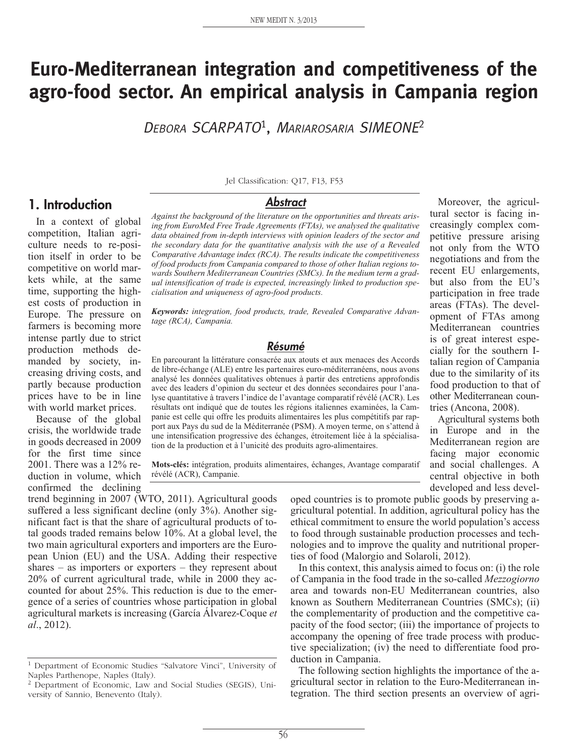# Euro-Mediterranean integration and competitiveness of the agro-food sector. An empirical analysis in Campania region

Debora SCARPATO[1], Mariarosaria SIMEONE[2]

Jel Classification: Q17, F13, F53

## Abstract

*Against the background of the literature on the opportunities and threats arising from EuroMed Free Trade Agreements (FTAs), we analysed the qualitative data obtained from in-depth interviews with opinion leaders of the sector and the secondary data for the quantitative analysis with the use of a Revealed Comparative Advantage index (RCA). The results indicate the competitiveness of food products from Campania compared to those of other Italian regions towards Southern Mediterranean Countries (SMCs). In the medium term a gradual intensification of trade is expected, increasingly linked to production specialisation and uniqueness of agro-food products.*

***Keywords:*** *integration, food products, trade, Revealed Comparative Advantage (RCA), Campania.*

## Résumé

En parcourant la littérature consacrée aux atouts et aux menaces des Accords de libre-échange (ALE) entre les partenaires euro-méditerranéens, nous avons analysé les données qualitatives obtenues à partir des entretiens approfondis avec des leaders d'opinion du secteur et des données secondaires pour l'analyse quantitative à travers l'indice de l'avantage comparatif révélé (ACR). Les résultats ont indiqué que de toutes les régions italiennes examinées, la Campanie est celle qui offre les produits alimentaires les plus compétitifs par rapport aux Pays du sud de la Méditerranée (PSM). A moyen terme, on s'attend à une intensification progressive des échanges, étroitement liée à la spécialisation de la production et à l'unicité des produits agro-alimentaires.

**Mots-clés:** intégration, produits alimentaires, échanges, Avantage comparatif révélé (ACR), Campanie.

## 1. Introduction

In a context of global competition, Italian agriculture needs to re-position itself in order to be competitive on world markets while, at the same time, supporting the highest costs of production in Europe. The pressure on farmers is becoming more intense partly due to strict production methods demanded by society, increasing driving costs, and partly because production prices have to be in line with world market prices.

Because of the global crisis, the worldwide trade in goods decreased in 2009 for the first time since 2001. There was a 12% reduction in volume, which confirmed the declining trend beginning in 2007 (WTO, 2011). Agricultural goods suffered a less significant decline (only 3%). Another significant fact is that the share of agricultural products of total goods traded remains below 10%. At a global level, the two main agricultural exporters and importers are the European Union (EU) and the USA. Adding their respective shares – as importers or exporters – they represent about 20% of current agricultural trade, while in 2000 they accounted for about 25%. This reduction is due to the emergence of a series of countries whose participation in global agricultural markets is increasing (García Álvarez-Coque *et al*., 2012).

Moreover, the agricultural sector is facing increasingly complex competitive pressure arising not only from the WTO negotiations and from the recent EU enlargements, but also from the EU's participation in free trade areas (FTAs). The development of FTAs among Mediterranean countries is of great interest especially for the southern Italian region of Campania due to the similarity of its food production to that of other Mediterranean countries (Ancona, 2008).

Agricultural systems both in Europe and in the Mediterranean region are facing major economic and social challenges. A central objective in both developed and less developed countries is to promote public goods by preserving agricultural potential. In addition, agricultural policy has the ethical commitment to ensure the world population's access to food through sustainable production processes and technologies and to improve the quality and nutritional properties of food (Malorgio and Solaroli, 2012).

In this context, this analysis aimed to focus on: (i) the role of Campania in the food trade in the so-called *Mezzogiorno* area and towards non-EU Mediterranean countries, also known as Southern Mediterranean Countries (SMCs); (ii) the complementarity of production and the competitive capacity of the food sector; (iii) the importance of projects to accompany the opening of free trade process with productive specialization; (iv) the need to differentiate food production in Campania.

The following section highlights the importance of the agricultural sector in relation to the Euro-Mediterranean integration. The third section presents an overview of agri-

---

[1] Department of Economic Studies "Salvatore Vinci", University of Naples Parthenope, Naples (Italy).

[2] Department of Economic, Law and Social Studies (SEGIS), University of Sannio, Benevento (Italy).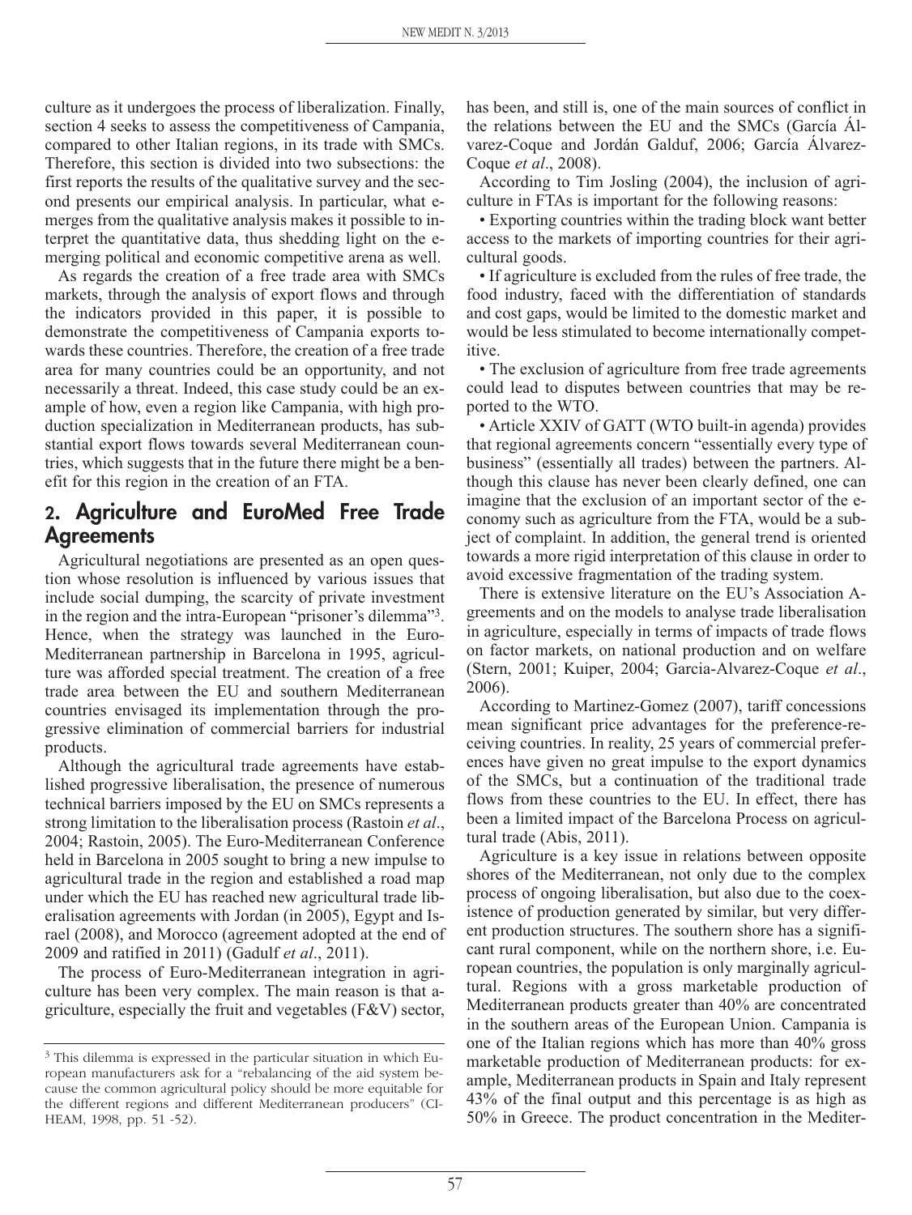culture as it undergoes the process of liberalization. Finally, section 4 seeks to assess the competitiveness of Campania, compared to other Italian regions, in its trade with SMCs. Therefore, this section is divided into two subsections: the first reports the results of the qualitative survey and the second presents our empirical analysis. In particular, what emerges from the qualitative analysis makes it possible to interpret the quantitative data, thus shedding light on the emerging political and economic competitive arena as well.

As regards the creation of a free trade area with SMCs markets, through the analysis of export flows and through the indicators provided in this paper, it is possible to demonstrate the competitiveness of Campania exports towards these countries. Therefore, the creation of a free trade area for many countries could be an opportunity, and not necessarily a threat. Indeed, this case study could be an example of how, even a region like Campania, with high production specialization in Mediterranean products, has substantial export flows towards several Mediterranean countries, which suggests that in the future there might be a benefit for this region in the creation of an FTA.

## 2. Agriculture and EuroMed Free Trade Agreements

Agricultural negotiations are presented as an open question whose resolution is influenced by various issues that include social dumping, the scarcity of private investment in the region and the intra-European "prisoner's dilemma"[3]. Hence, when the strategy was launched in the Euro-Mediterranean partnership in Barcelona in 1995, agriculture was afforded special treatment. The creation of a free trade area between the EU and southern Mediterranean countries envisaged its implementation through the progressive elimination of commercial barriers for industrial products.

Although the agricultural trade agreements have established progressive liberalisation, the presence of numerous technical barriers imposed by the EU on SMCs represents a strong limitation to the liberalisation process (Rastoin *et al*., 2004; Rastoin, 2005). The Euro-Mediterranean Conference held in Barcelona in 2005 sought to bring a new impulse to agricultural trade in the region and established a road map under which the EU has reached new agricultural trade liberalisation agreements with Jordan (in 2005), Egypt and Israel (2008), and Morocco (agreement adopted at the end of 2009 and ratified in 2011) (Gadulf *et al*., 2011).

The process of Euro-Mediterranean integration in agriculture has been very complex. The main reason is that agriculture, especially the fruit and vegetables (F&V) sector, has been, and still is, one of the main sources of conflict in the relations between the EU and the SMCs (García Álvarez-Coque and Jordán Galduf, 2006; García Álvarez-Coque *et al*., 2008).

According to Tim Josling (2004), the inclusion of agriculture in FTAs is important for the following reasons:

- Exporting countries within the trading block want better access to the markets of importing countries for their agricultural goods.
- If agriculture is excluded from the rules of free trade, the food industry, faced with the differentiation of standards and cost gaps, would be limited to the domestic market and would be less stimulated to become internationally competitive.
- The exclusion of agriculture from free trade agreements could lead to disputes between countries that may be reported to the WTO.
- Article XXIV of GATT (WTO built-in agenda) provides that regional agreements concern "essentially every type of business" (essentially all trades) between the partners. Although this clause has never been clearly defined, one can imagine that the exclusion of an important sector of the economy such as agriculture from the FTA, would be a subject of complaint. In addition, the general trend is oriented towards a more rigid interpretation of this clause in order to avoid excessive fragmentation of the trading system.

There is extensive literature on the EU's Association Agreements and on the models to analyse trade liberalisation in agriculture, especially in terms of impacts of trade flows on factor markets, on national production and on welfare (Stern, 2001; Kuiper, 2004; Garcia-Alvarez-Coque *et al*., 2006).

According to Martinez-Gomez (2007), tariff concessions mean significant price advantages for the preference-receiving countries. In reality, 25 years of commercial preferences have given no great impulse to the export dynamics of the SMCs, but a continuation of the traditional trade flows from these countries to the EU. In effect, there has been a limited impact of the Barcelona Process on agricultural trade (Abis, 2011).

Agriculture is a key issue in relations between opposite shores of the Mediterranean, not only due to the complex process of ongoing liberalisation, but also due to the coexistence of production generated by similar, but very different production structures. The southern shore has a significant rural component, while on the northern shore, i.e. European countries, the population is only marginally agricultural. Regions with a gross marketable production of Mediterranean products greater than 40% are concentrated in the southern areas of the European Union. Campania is one of the Italian regions which has more than 40% gross marketable production of Mediterranean products: for example, Mediterranean products in Spain and Italy represent 43% of the final output and this percentage is as high as 50% in Greece. The product concentration in the Mediter-

[3] This dilemma is expressed in the particular situation in which European manufacturers ask for a "rebalancing of the aid system because the common agricultural policy should be more equitable for the different regions and different Mediterranean producers" (CIHEAM, 1998, pp. 51 -52).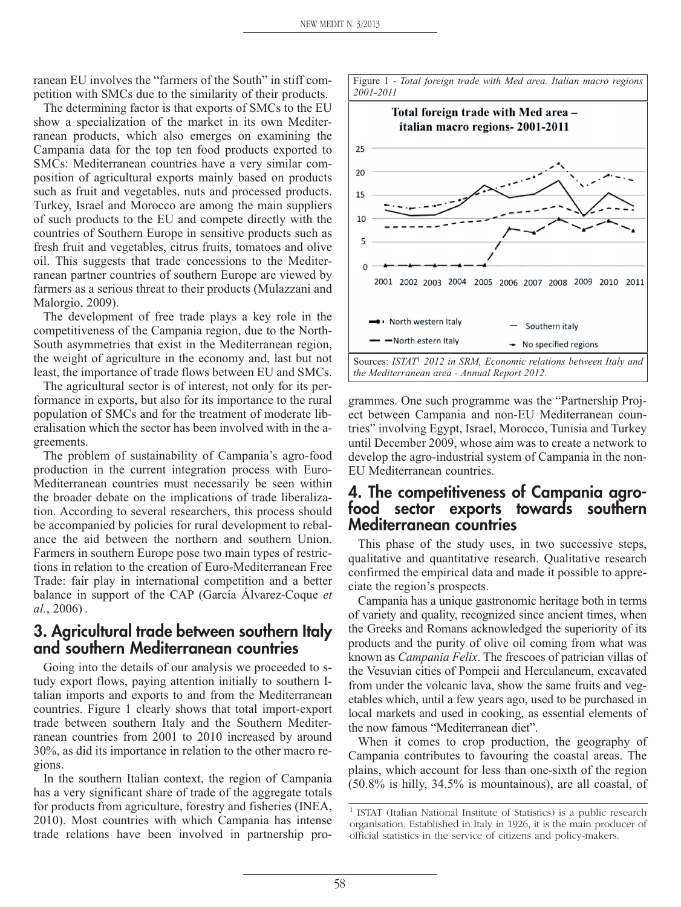ranean EU involves the "farmers of the South" in stiff competition with SMCs due to the similarity of their products.

The determining factor is that exports of SMCs to the EU show a specialization of the market in its own Mediterranean products, which also emerges on examining the Campania data for the top ten food products exported to SMCs: Mediterranean countries have a very similar composition of agricultural exports mainly based on products such as fruit and vegetables, nuts and processed products. Turkey, Israel and Morocco are among the main suppliers of such products to the EU and compete directly with the countries of Southern Europe in sensitive products such as fresh fruit and vegetables, citrus fruits, tomatoes and olive oil. This suggests that trade concessions to the Mediterranean partner countries of southern Europe are viewed by farmers as a serious threat to their products (Mulazzani and Malorgio, 2009).

The development of free trade plays a key role in the competitiveness of the Campania region, due to the North-South asymmetries that exist in the Mediterranean region, the weight of agriculture in the economy and, last but not least, the importance of trade flows between EU and SMCs.

The agricultural sector is of interest, not only for its performance in exports, but also for its importance to the rural population of SMCs and for the treatment of moderate liberalisation which the sector has been involved with in the agreements.

The problem of sustainability of Campania's agro-food production in the current integration process with Euro-Mediterranean countries must necessarily be seen within the broader debate on the implications of trade liberalization. According to several researchers, this process should be accompanied by policies for rural development to rebalance the aid between the northern and southern Union. Farmers in southern Europe pose two main types of restrictions in relation to the creation of Euro-Mediterranean Free Trade: fair play in international competition and a better balance in support of the CAP (García Álvarez-Coque *et al.*, 2006) .

## 3. Agricultural trade between southern Italy and southern Mediterranean countries

Going into the details of our analysis we proceeded to study export flows, paying attention initially to southern Italian imports and exports to and from the Mediterranean countries. Figure 1 clearly shows that total import-export trade between southern Italy and the Southern Mediterranean countries from 2001 to 2010 increased by around 30%, as did its importance in relation to the other macro regions.

In the southern Italian context, the region of Campania has a very significant share of trade of the aggregate totals for products from agriculture, forestry and fisheries (INEA, 2010). Most countries with which Campania has intense trade relations have been involved in partnership programmes. One such programme was the "Partnership Project between Campania and non-EU Mediterranean countries" involving Egypt, Israel, Morocco, Tunisia and Turkey until December 2009, whose aim was to create a network to develop the agro-industrial system of Campania in the non-EU Mediterranean countries.

Figure 1 - *Total foreign trade with Med area. Italian macro regions 2001-2011*

Sources: *ISTAT*[1] *2012 in SRM, Economic relations between Italy and the Mediterranean area - Annual Report 2012.*

## 4. The competitiveness of Campania agro-food sector exports towards southern Mediterranean countries

This phase of the study uses, in two successive steps, qualitative and quantitative research. Qualitative research confirmed the empirical data and made it possible to appreciate the region's prospects.

Campania has a unique gastronomic heritage both in terms of variety and quality, recognized since ancient times, when the Greeks and Romans acknowledged the superiority of its products and the purity of olive oil coming from what was known as *Campania Felix*. The frescoes of patrician villas of the Vesuvian cities of Pompeii and Herculaneum, excavated from under the volcanic lava, show the same fruits and vegetables which, until a few years ago, used to be purchased in local markets and used in cooking, as essential elements of the now famous "Mediterranean diet".

When it comes to crop production, the geography of Campania contributes to favouring the coastal areas. The plains, which account for less than one-sixth of the region (50.8% is hilly, 34.5% is mountainous), are all coastal, of

[1] ISTAT (Italian National Institute of Statistics) is a public research organisation. Established in Italy in 1926, it is the main producer of official statistics in the service of citizens and policy-makers.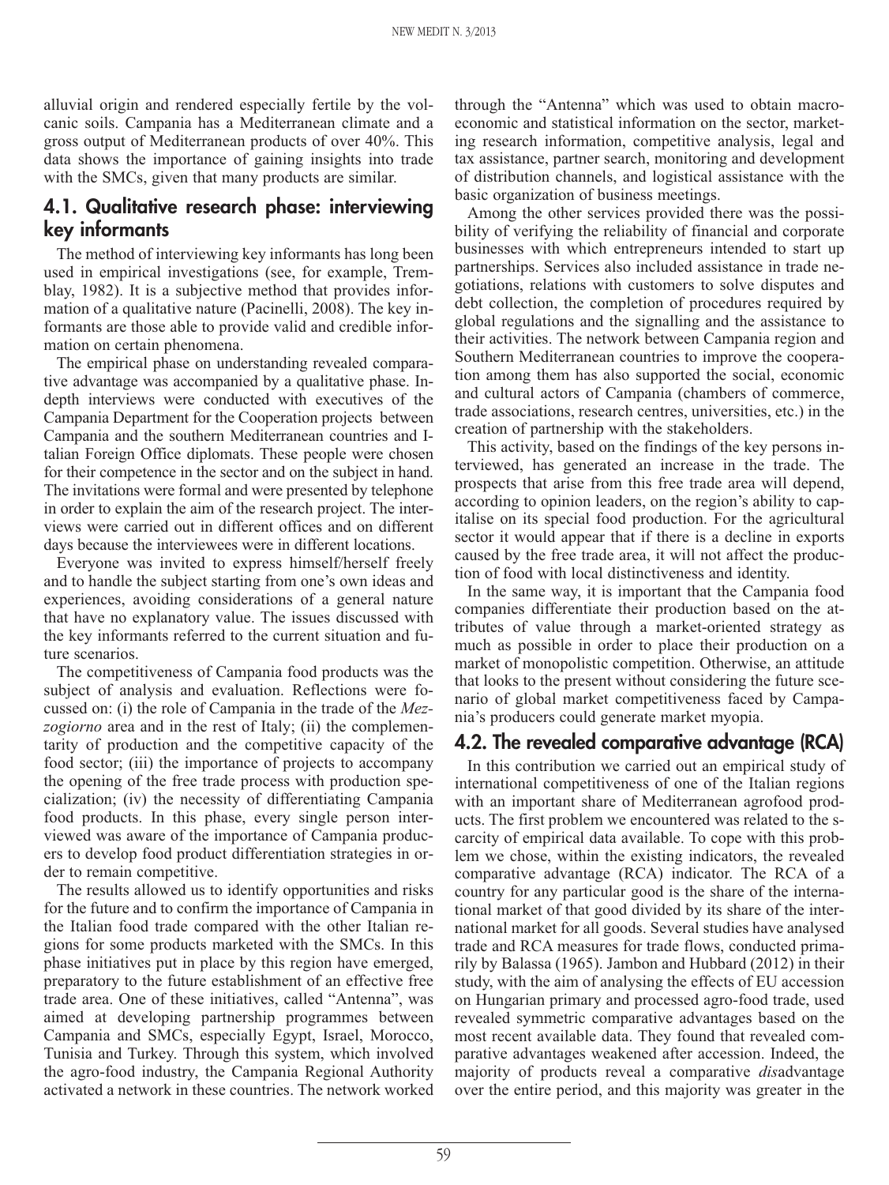alluvial origin and rendered especially fertile by the volcanic soils. Campania has a Mediterranean climate and a gross output of Mediterranean products of over 40%. This data shows the importance of gaining insights into trade with the SMCs, given that many products are similar.

## 4.1. Qualitative research phase: interviewing key informants

The method of interviewing key informants has long been used in empirical investigations (see, for example, Tremblay, 1982). It is a subjective method that provides information of a qualitative nature (Pacinelli, 2008). The key informants are those able to provide valid and credible information on certain phenomena.

The empirical phase on understanding revealed comparative advantage was accompanied by a qualitative phase. In-depth interviews were conducted with executives of the Campania Department for the Cooperation projects between Campania and the southern Mediterranean countries and Italian Foreign Office diplomats. These people were chosen for their competence in the sector and on the subject in hand. The invitations were formal and were presented by telephone in order to explain the aim of the research project. The interviews were carried out in different offices and on different days because the interviewees were in different locations.

Everyone was invited to express himself/herself freely and to handle the subject starting from one's own ideas and experiences, avoiding considerations of a general nature that have no explanatory value. The issues discussed with the key informants referred to the current situation and future scenarios.

The competitiveness of Campania food products was the subject of analysis and evaluation. Reflections were focussed on: (i) the role of Campania in the trade of the *Mezzogiorno* area and in the rest of Italy; (ii) the complementarity of production and the competitive capacity of the food sector; (iii) the importance of projects to accompany the opening of the free trade process with production specialization; (iv) the necessity of differentiating Campania food products. In this phase, every single person interviewed was aware of the importance of Campania producers to develop food product differentiation strategies in order to remain competitive.

The results allowed us to identify opportunities and risks for the future and to confirm the importance of Campania in the Italian food trade compared with the other Italian regions for some products marketed with the SMCs. In this phase initiatives put in place by this region have emerged, preparatory to the future establishment of an effective free trade area. One of these initiatives, called "Antenna", was aimed at developing partnership programmes between Campania and SMCs, especially Egypt, Israel, Morocco, Tunisia and Turkey. Through this system, which involved the agro-food industry, the Campania Regional Authority activated a network in these countries. The network worked through the "Antenna" which was used to obtain macroeconomic and statistical information on the sector, marketing research information, competitive analysis, legal and tax assistance, partner search, monitoring and development of distribution channels, and logistical assistance with the basic organization of business meetings.

Among the other services provided there was the possibility of verifying the reliability of financial and corporate businesses with which entrepreneurs intended to start up partnerships. Services also included assistance in trade negotiations, relations with customers to solve disputes and debt collection, the completion of procedures required by global regulations and the signalling and the assistance to their activities. The network between Campania region and Southern Mediterranean countries to improve the cooperation among them has also supported the social, economic and cultural actors of Campania (chambers of commerce, trade associations, research centres, universities, etc.) in the creation of partnership with the stakeholders.

This activity, based on the findings of the key persons interviewed, has generated an increase in the trade. The prospects that arise from this free trade area will depend, according to opinion leaders, on the region's ability to capitalise on its special food production. For the agricultural sector it would appear that if there is a decline in exports caused by the free trade area, it will not affect the production of food with local distinctiveness and identity.

In the same way, it is important that the Campania food companies differentiate their production based on the attributes of value through a market-oriented strategy as much as possible in order to place their production on a market of monopolistic competition. Otherwise, an attitude that looks to the present without considering the future scenario of global market competitiveness faced by Campania's producers could generate market myopia.

## 4.2. The revealed comparative advantage (RCA)

In this contribution we carried out an empirical study of international competitiveness of one of the Italian regions with an important share of Mediterranean agrofood products. The first problem we encountered was related to the scarcity of empirical data available. To cope with this problem we chose, within the existing indicators, the revealed comparative advantage (RCA) indicator. The RCA of a country for any particular good is the share of the international market of that good divided by its share of the international market for all goods. Several studies have analysed trade and RCA measures for trade flows, conducted primarily by Balassa (1965). Jambon and Hubbard (2012) in their study, with the aim of analysing the effects of EU accession on Hungarian primary and processed agro-food trade, used revealed symmetric comparative advantages based on the most recent available data. They found that revealed comparative advantages weakened after accession. Indeed, the majority of products reveal a comparative *dis*advantage over the entire period, and this majority was greater in the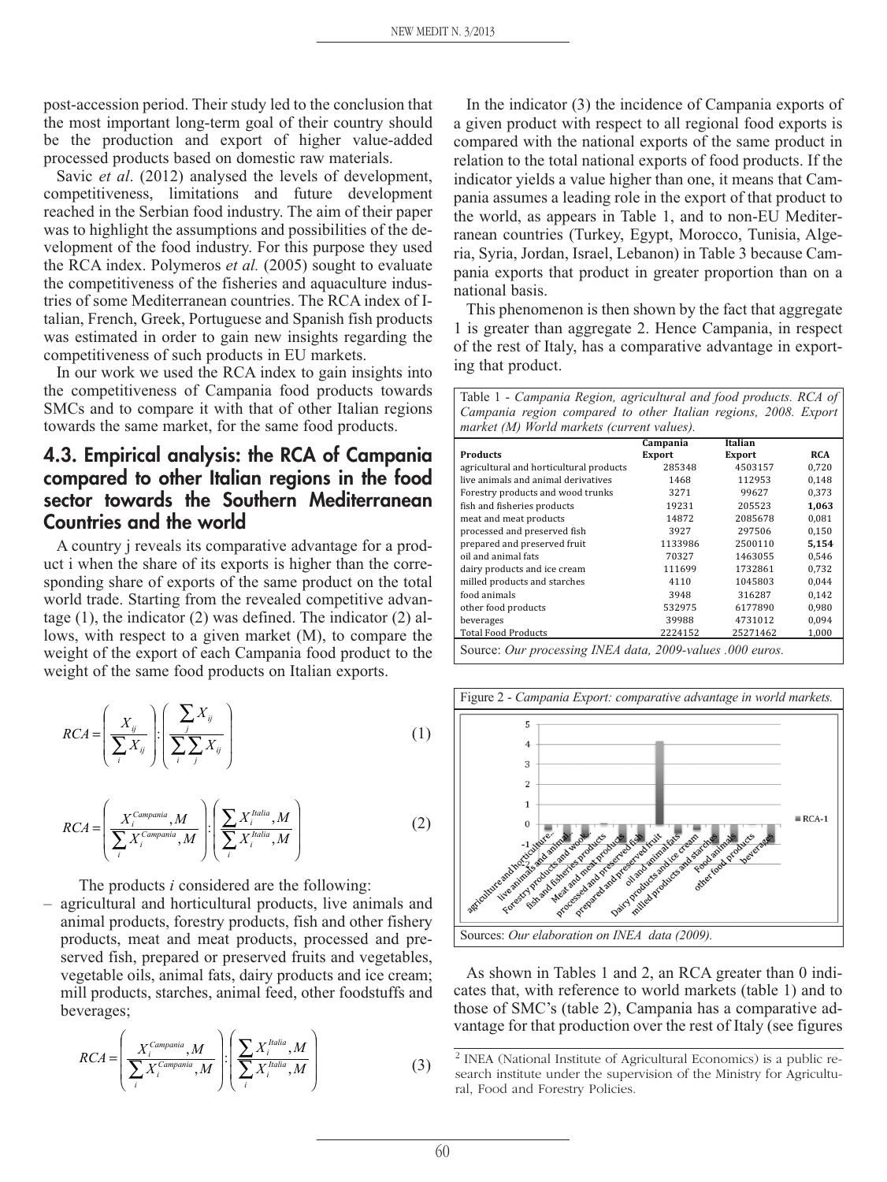post-accession period. Their study led to the conclusion that the most important long-term goal of their country should be the production and export of higher value-added processed products based on domestic raw materials.

Savic *et al*. (2012) analysed the levels of development, competitiveness, limitations and future development reached in the Serbian food industry. The aim of their paper was to highlight the assumptions and possibilities of the development of the food industry. For this purpose they used the RCA index. Polymeros *et al.* (2005) sought to evaluate the competitiveness of the fisheries and aquaculture industries of some Mediterranean countries. The RCA index of Italian, French, Greek, Portuguese and Spanish fish products was estimated in order to gain new insights regarding the competitiveness of such products in EU markets.

In our work we used the RCA index to gain insights into the competitiveness of Campania food products towards SMCs and to compare it with that of other Italian regions towards the same market, for the same food products.

## 4.3. Empirical analysis: the RCA of Campania compared to other Italian regions in the food sector towards the Southern Mediterranean Countries and the world

A country j reveals its comparative advantage for a product i when the share of its exports is higher than the corresponding share of exports of the same product on the total world trade. Starting from the revealed competitive advantage (1), the indicator (2) was defined. The indicator (2) allows, with respect to a given market (M), to compare the weight of the export of each Campania food product to the weight of the same food products on Italian exports.

$$RCA = \left( \frac{X_{ij}}{\sum_i X_{ij}} \right) : \left( \frac{\sum_j X_{ij}}{\sum_i \sum_j X_{ij}} \right) \tag{1}$$

$$RCA = \left( \frac{X_i^{Campania}, M}{\sum_i X_i^{Campania}, M} \right) : \left( \frac{\sum X_i^{Italia}, M}{\sum_i X_i^{Italia}, M} \right) \tag{2}$$

The products *i* considered are the following:

– agricultural and horticultural products, live animals and animal products, forestry products, fish and other fishery products, meat and meat products, processed and preserved fish, prepared or preserved fruits and vegetables, vegetable oils, animal fats, dairy products and ice cream; mill products, starches, animal feed, other foodstuffs and beverages;

$$RCA = \left( \frac{X_i^{Campania}, M}{\sum_i X_i^{Campania}, M} \right) : \left( \frac{\sum X_i^{Italia}, M}{\sum_i X_i^{Italia}, M} \right) \tag{3}$$

In the indicator (3) the incidence of Campania exports of a given product with respect to all regional food exports is compared with the national exports of the same product in relation to the total national exports of food products. If the indicator yields a value higher than one, it means that Campania assumes a leading role in the export of that product to the world, as appears in Table 1, and to non-EU Mediterranean countries (Turkey, Egypt, Morocco, Tunisia, Algeria, Syria, Jordan, Israel, Lebanon) in Table 3 because Campania exports that product in greater proportion than on a national basis.

This phenomenon is then shown by the fact that aggregate 1 is greater than aggregate 2. Hence Campania, in respect of the rest of Italy, has a comparative advantage in exporting that product.

Table 1 - *Campania Region, agricultural and food products. RCA of Campania region compared to other Italian regions, 2008. Export market (M) World markets (current values).*

| Products | Campania Export | Italian Export | RCA |
|---|---|---|---|
| agricultural and horticultural products | 285348 | 4503157 | 0,720 |
| live animals and animal derivatives | 1468 | 112953 | 0,148 |
| Forestry products and wood trunks | 3271 | 99627 | 0,373 |
| fish and fisheries products | 19231 | 205523 | **1,063** |
| meat and meat products | 14872 | 2085678 | 0,081 |
| processed and preserved fish | 3927 | 297506 | 0,150 |
| prepared and preserved fruit | 1133986 | 2500110 | **5,154** |
| oil and animal fats | 70327 | 1463055 | 0,546 |
| dairy products and ice cream | 111699 | 1732861 | 0,732 |
| milled products and starches | 4110 | 1045803 | 0,044 |
| food animals | 3948 | 316287 | 0,142 |
| other food products | 532975 | 6177890 | 0,980 |
| beverages | 39988 | 4731012 | 0,094 |
| Total Food Products | 2224152 | 25271462 | 1,000 |

Source: *Our processing INEA data, 2009-values .000 euros.*

Figure 2 - *Campania Export: comparative advantage in world markets.*

Sources: *Our elaboration on INEA data (2009).*

As shown in Tables 1 and 2, an RCA greater than 0 indicates that, with reference to world markets (table 1) and to those of SMC's (table 2), Campania has a comparative advantage for that production over the rest of Italy (see figures

[2] INEA (National Institute of Agricultural Economics) is a public research institute under the supervision of the Ministry for Agricultural, Food and Forestry Policies.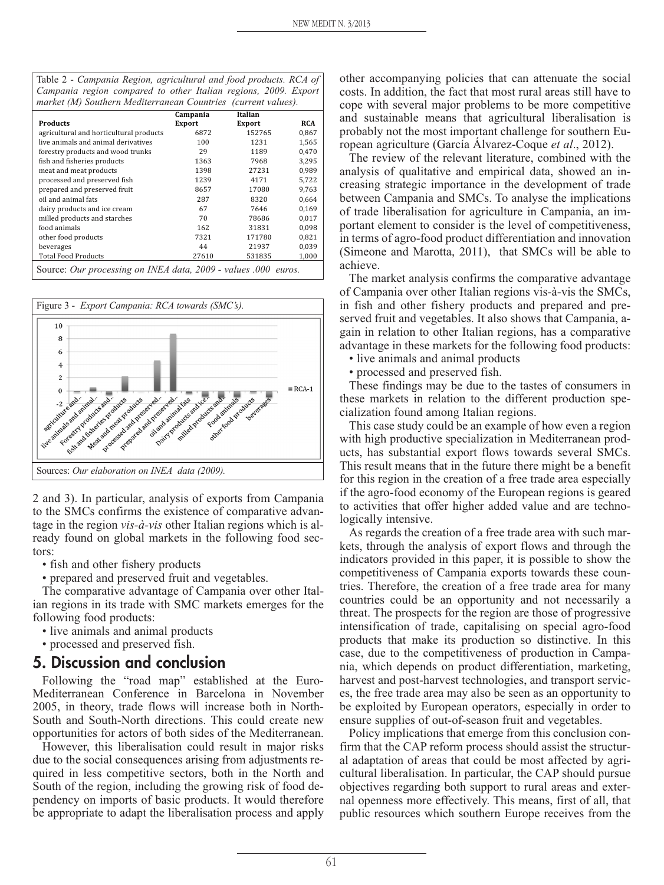Table 2 - *Campania Region, agricultural and food products. RCA of Campania region compared to other Italian regions, 2009. Export market (M) Southern Mediterranean Countries (current values).*

| Products | Campania Export | Italian Export | RCA |
|---|---|---|---|
| agricultural and horticultural products | 6872 | 152765 | 0,867 |
| live animals and animal derivatives | 100 | 1231 | 1,565 |
| forestry products and wood trunks | 29 | 1189 | 0,470 |
| fish and fisheries products | 1363 | 7968 | 3,295 |
| meat and meat products | 1398 | 27231 | 0,989 |
| processed and preserved fish | 1239 | 4171 | 5,722 |
| prepared and preserved fruit | 8657 | 17080 | 9,763 |
| oil and animal fats | 287 | 8320 | 0,664 |
| dairy products and ice cream | 67 | 7646 | 0,169 |
| milled products and starches | 70 | 78686 | 0,017 |
| food animals | 162 | 31831 | 0,098 |
| other food products | 7321 | 171780 | 0,821 |
| beverages | 44 | 21937 | 0,039 |
| Total Food Products | 27610 | 531835 | 1,000 |

Source: *Our processing on INEA data, 2009 - values .000 euros.*

Figure 3 - *Export Campania: RCA towards (SMC's).*

Sources: *Our elaboration on INEA data (2009).*

2 and 3). In particular, analysis of exports from Campania to the SMCs confirms the existence of comparative advantage in the region *vis-à-vis* other Italian regions which is already found on global markets in the following food sectors:

- fish and other fishery products
- prepared and preserved fruit and vegetables.

The comparative advantage of Campania over other Italian regions in its trade with SMC markets emerges for the following food products:

- live animals and animal products
- processed and preserved fish.

## 5. Discussion and conclusion

Following the "road map" established at the Euro-Mediterranean Conference in Barcelona in November 2005, in theory, trade flows will increase both in North-South and South-North directions. This could create new opportunities for actors of both sides of the Mediterranean.

However, this liberalisation could result in major risks due to the social consequences arising from adjustments required in less competitive sectors, both in the North and South of the region, including the growing risk of food dependency on imports of basic products. It would therefore be appropriate to adapt the liberalisation process and apply other accompanying policies that can attenuate the social costs. In addition, the fact that most rural areas still have to cope with several major problems to be more competitive and sustainable means that agricultural liberalisation is probably not the most important challenge for southern European agriculture (García Álvarez-Coque *et al*., 2012).

The review of the relevant literature, combined with the analysis of qualitative and empirical data, showed an increasing strategic importance in the development of trade between Campania and SMCs. To analyse the implications of trade liberalisation for agriculture in Campania, an important element to consider is the level of competitiveness, in terms of agro-food product differentiation and innovation (Simeone and Marotta, 2011), that SMCs will be able to achieve.

The market analysis confirms the comparative advantage of Campania over other Italian regions vis-à-vis the SMCs, in fish and other fishery products and prepared and preserved fruit and vegetables. It also shows that Campania, again in relation to other Italian regions, has a comparative advantage in these markets for the following food products:

- live animals and animal products
- processed and preserved fish.

These findings may be due to the tastes of consumers in these markets in relation to the different production specialization found among Italian regions.

This case study could be an example of how even a region with high productive specialization in Mediterranean products, has substantial export flows towards several SMCs. This result means that in the future there might be a benefit for this region in the creation of a free trade area especially if the agro-food economy of the European regions is geared to activities that offer higher added value and are technologically intensive.

As regards the creation of a free trade area with such markets, through the analysis of export flows and through the indicators provided in this paper, it is possible to show the competitiveness of Campania exports towards these countries. Therefore, the creation of a free trade area for many countries could be an opportunity and not necessarily a threat. The prospects for the region are those of progressive intensification of trade, capitalising on special agro-food products that make its production so distinctive. In this case, due to the competitiveness of production in Campania, which depends on product differentiation, marketing, harvest and post-harvest technologies, and transport services, the free trade area may also be seen as an opportunity to be exploited by European operators, especially in order to ensure supplies of out-of-season fruit and vegetables.

Policy implications that emerge from this conclusion confirm that the CAP reform process should assist the structural adaptation of areas that could be most affected by agricultural liberalisation. In particular, the CAP should pursue objectives regarding both support to rural areas and external openness more effectively. This means, first of all, that public resources which southern Europe receives from the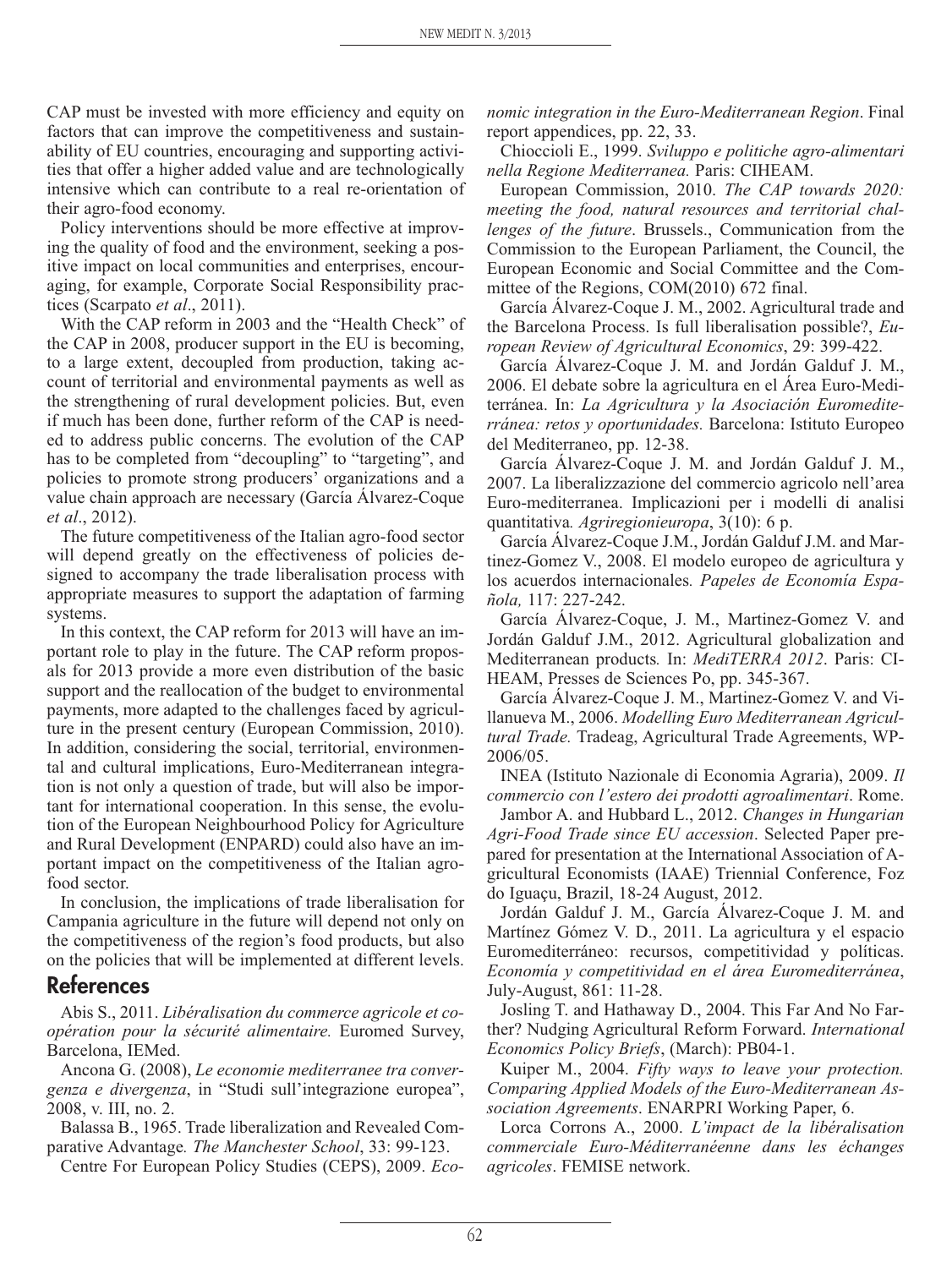CAP must be invested with more efficiency and equity on factors that can improve the competitiveness and sustainability of EU countries, encouraging and supporting activities that offer a higher added value and are technologically intensive which can contribute to a real re-orientation of their agro-food economy.

Policy interventions should be more effective at improving the quality of food and the environment, seeking a positive impact on local communities and enterprises, encouraging, for example, Corporate Social Responsibility practices (Scarpato *et al*., 2011).

With the CAP reform in 2003 and the "Health Check" of the CAP in 2008, producer support in the EU is becoming, to a large extent, decoupled from production, taking account of territorial and environmental payments as well as the strengthening of rural development policies. But, even if much has been done, further reform of the CAP is needed to address public concerns. The evolution of the CAP has to be completed from "decoupling" to "targeting", and policies to promote strong producers' organizations and a value chain approach are necessary (García Álvarez-Coque *et al*., 2012).

The future competitiveness of the Italian agro-food sector will depend greatly on the effectiveness of policies designed to accompany the trade liberalisation process with appropriate measures to support the adaptation of farming systems.

In this context, the CAP reform for 2013 will have an important role to play in the future. The CAP reform proposals for 2013 provide a more even distribution of the basic support and the reallocation of the budget to environmental payments, more adapted to the challenges faced by agriculture in the present century (European Commission, 2010). In addition, considering the social, territorial, environmental and cultural implications, Euro-Mediterranean integration is not only a question of trade, but will also be important for international cooperation. In this sense, the evolution of the European Neighbourhood Policy for Agriculture and Rural Development (ENPARD) could also have an important impact on the competitiveness of the Italian agro-food sector.

In conclusion, the implications of trade liberalisation for Campania agriculture in the future will depend not only on the competitiveness of the region's food products, but also on the policies that will be implemented at different levels.

## References

Abis S., 2011. *Libéralisation du commerce agricole et coopération pour la sécurité alimentaire.* Euromed Survey, Barcelona, IEMed.

Ancona G. (2008), *Le economie mediterranee tra convergenza e divergenza*, in "Studi sull'integrazione europea", 2008, v. III, no. 2.

Balassa B., 1965. Trade liberalization and Revealed Comparative Advantage*. The Manchester School*, 33: 99-123.

Centre For European Policy Studies (CEPS), 2009. *Economic integration in the Euro-Mediterranean Region*. Final report appendices, pp. 22, 33.

Chioccioli E., 1999. *Sviluppo e politiche agro-alimentari nella Regione Mediterranea.* Paris: CIHEAM.

European Commission, 2010. *The CAP towards 2020: meeting the food, natural resources and territorial challenges of the future*. Brussels., Communication from the Commission to the European Parliament, the Council, the European Economic and Social Committee and the Committee of the Regions, COM(2010) 672 final.

García Álvarez-Coque J. M., 2002. Agricultural trade and the Barcelona Process. Is full liberalisation possible?, *European Review of Agricultural Economics*, 29: 399-422.

García Álvarez-Coque J. M. and Jordán Galduf J. M., 2006. El debate sobre la agricultura en el Área Euro-Mediterránea. In: *La Agricultura y la Asociación Euromediterránea: retos y oportunidades.* Barcelona: Istituto Europeo del Mediterraneo, pp. 12-38.

García Álvarez-Coque J. M. and Jordán Galduf J. M., 2007. La liberalizzazione del commercio agricolo nell'area Euro-mediterranea. Implicazioni per i modelli di analisi quantitativa*. Agriregionieuropa*, 3(10): 6 p.

García Álvarez-Coque J.M., Jordán Galduf J.M. and Martinez-Gomez V., 2008. El modelo europeo de agricultura y los acuerdos internacionales*. Papeles de Economía Española,* 117: 227-242.

García Álvarez-Coque, J. M., Martinez-Gomez V. and Jordán Galduf J.M., 2012. Agricultural globalization and Mediterranean products*.* In: *MediTERRA 2012*. Paris: CIHEAM, Presses de Sciences Po, pp. 345-367.

García Álvarez-Coque J. M., Martinez-Gomez V. and Villanueva M., 2006. *Modelling Euro Mediterranean Agricultural Trade.* Tradeag, Agricultural Trade Agreements, WP-2006/05.

INEA (Istituto Nazionale di Economia Agraria), 2009. *Il commercio con l'estero dei prodotti agroalimentari*. Rome.

Jambor A. and Hubbard L., 2012. *Changes in Hungarian Agri-Food Trade since EU accession*. Selected Paper prepared for presentation at the International Association of Agricultural Economists (IAAE) Triennial Conference, Foz do Iguaçu, Brazil, 18-24 August, 2012.

Jordán Galduf J. M., García Álvarez-Coque J. M. and Martínez Gómez V. D., 2011. La agricultura y el espacio Euromediterráneo: recursos, competitividad y políticas. *Economía y competitividad en el área Euromediterránea*, July-August, 861: 11-28.

Josling T. and Hathaway D., 2004. This Far And No Farther? Nudging Agricultural Reform Forward. *International Economics Policy Briefs*, (March): PB04-1.

Kuiper M., 2004. *Fifty ways to leave your protection. Comparing Applied Models of the Euro-Mediterranean Association Agreements*. ENARPRI Working Paper, 6.

Lorca Corrons A., 2000. *L'impact de la libéralisation commerciale Euro-Méditerranéenne dans les échanges agricoles*. FEMISE network.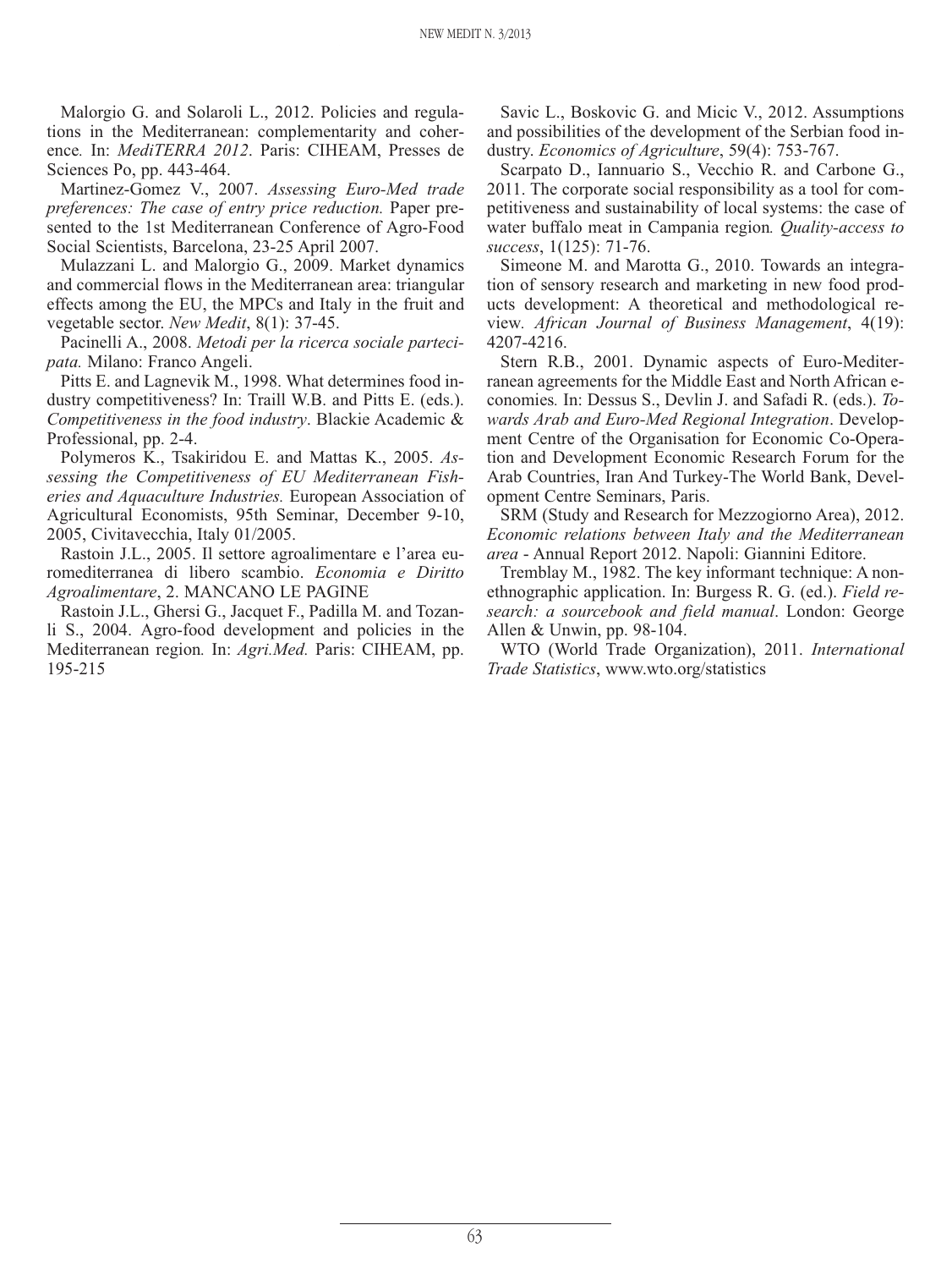Malorgio G. and Solaroli L., 2012. Policies and regulations in the Mediterranean: complementarity and coherence. In: *MediTERRA 2012*. Paris: CIHEAM, Presses de Sciences Po, pp. 443-464.

Martinez-Gomez V., 2007. *Assessing Euro-Med trade preferences: The case of entry price reduction.* Paper presented to the 1st Mediterranean Conference of Agro-Food Social Scientists, Barcelona, 23-25 April 2007.

Mulazzani L. and Malorgio G., 2009. Market dynamics and commercial flows in the Mediterranean area: triangular effects among the EU, the MPCs and Italy in the fruit and vegetable sector. *New Medit*, 8(1): 37-45.

Pacinelli A., 2008. *Metodi per la ricerca sociale partecipata.* Milano: Franco Angeli.

Pitts E. and Lagnevik M., 1998. What determines food industry competitiveness? In: Traill W.B. and Pitts E. (eds.). *Competitiveness in the food industry*. Blackie Academic & Professional, pp. 2-4.

Polymeros K., Tsakiridou E. and Mattas K., 2005. *Assessing the Competitiveness of EU Mediterranean Fisheries and Aquaculture Industries.* European Association of Agricultural Economists, 95th Seminar, December 9-10, 2005, Civitavecchia, Italy 01/2005.

Rastoin J.L., 2005. Il settore agroalimentare e l'area euromediterranea di libero scambio. *Economia e Diritto Agroalimentare*, 2. MANCANO LE PAGINE

Rastoin J.L., Ghersi G., Jacquet F., Padilla M. and Tozanli S., 2004. Agro-food development and policies in the Mediterranean region. In: *Agri.Med.* Paris: CIHEAM, pp. 195-215

Savic L., Boskovic G. and Micic V., 2012. Assumptions and possibilities of the development of the Serbian food industry. *Economics of Agriculture*, 59(4): 753-767.

Scarpato D., Iannuario S., Vecchio R. and Carbone G., 2011. The corporate social responsibility as a tool for competitiveness and sustainability of local systems: the case of water buffalo meat in Campania region. *Quality-access to success*, 1(125): 71-76.

Simeone M. and Marotta G., 2010. Towards an integration of sensory research and marketing in new food products development: A theoretical and methodological review. *African Journal of Business Management*, 4(19): 4207-4216.

Stern R.B., 2001. Dynamic aspects of Euro-Mediterranean agreements for the Middle East and North African economies. In: Dessus S., Devlin J. and Safadi R. (eds.). *Towards Arab and Euro-Med Regional Integration*. Development Centre of the Organisation for Economic Co-Operation and Development Economic Research Forum for the Arab Countries, Iran And Turkey-The World Bank, Development Centre Seminars, Paris.

SRM (Study and Research for Mezzogiorno Area), 2012. *Economic relations between Italy and the Mediterranean area* - Annual Report 2012. Napoli: Giannini Editore.

Tremblay M., 1982. The key informant technique: A nonethnographic application. In: Burgess R. G. (ed.). *Field research: a sourcebook and field manual*. London: George Allen & Unwin, pp. 98-104.

WTO (World Trade Organization), 2011. *International Trade Statistics*, www.wto.org/statistics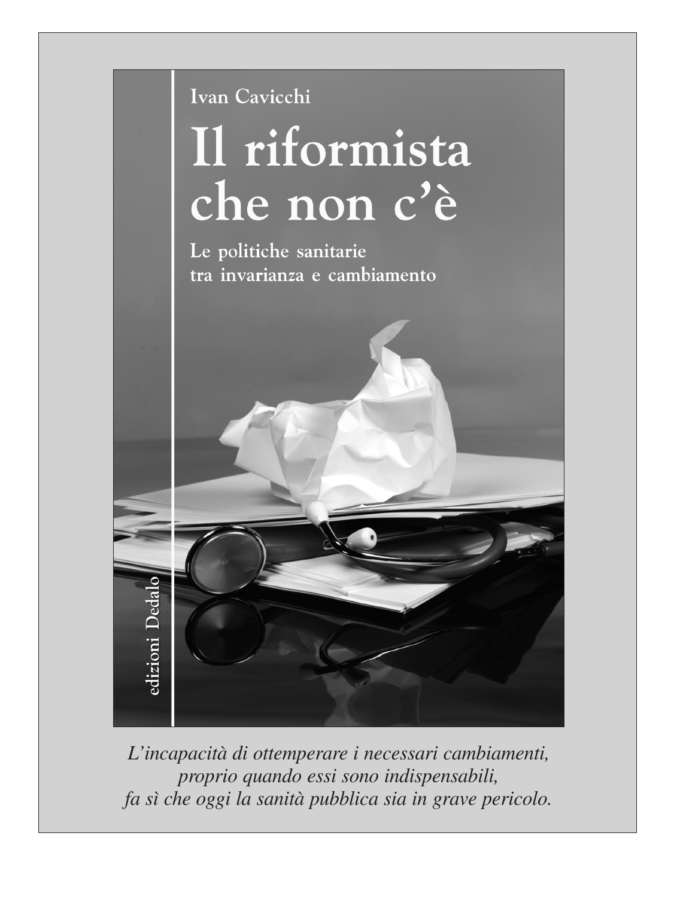Ivan Cavicchi

# Il riformista che non c'è

## Le politiche sanitarie tra invarianza e cambiamento

edizioni Dedalo

*L'incapacità di ottemperare i necessari cambiamenti, proprio quando essi sono indispensabili, fa sì che oggi la sanità pubblica sia in grave pericolo.*